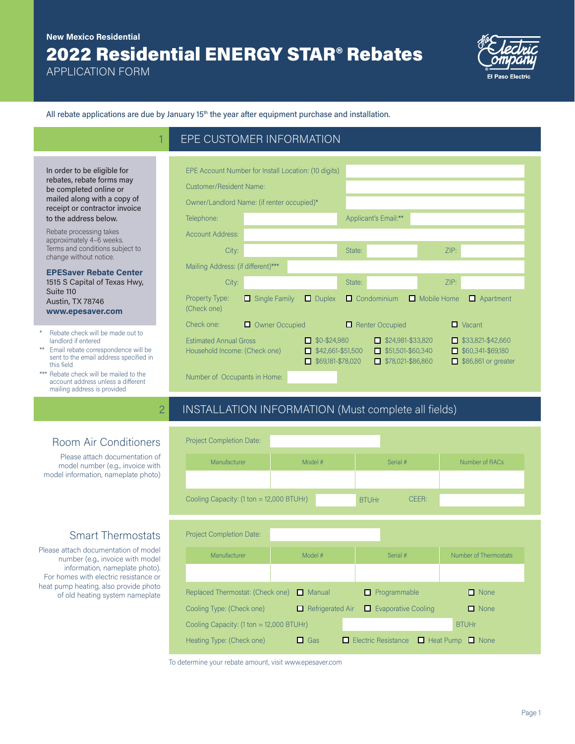New Mexico Residential

# 2022 Residential ENERGY STAR® Rebates

APPLICATION FORM

The Electric Company — El Paso Electric

All rebate applications are due by January 15th the year after equipment purchase and installation.

## 1 EPE CUSTOMER INFORMATION

**In order to be eligible for rebates, rebate forms may be completed online or mailed along with a copy of receipt or contractor invoice to the address below.**

Rebate processing takes approximately 4–6 weeks. Terms and conditions subject to change without notice.

**EPESaver Rebate Center**
1515 S Capital of Texas Hwy, Suite 110
Austin, TX 78746
**www.epesaver.com**

\* Rebate check will be made out to landlord if entered

\*\* Email rebate correspondence will be sent to the email address specified in this field

\*\*\* Rebate check will be mailed to the account address unless a different mailing address is provided

EPE Account Number for Install Location: (10 digits) ______________________

Customer/Resident Name: ______________________

Owner/Landlord Name: (if renter occupied)* ______________________

Telephone: ____________ Applicant's Email:** ____________

Account Address: ______________________

City: ____________ State: ____________ ZIP: ____________

Mailing Address: (if different)*** ______________________

City: ____________ State: ____________ ZIP: ____________

Property Type: (Check one) ☐ Single Family ☐ Duplex ☐ Condominium ☐ Mobile Home ☐ Apartment

Check one: ☐ Owner Occupied ☐ Renter Occupied ☐ Vacant

Estimated Annual Gross Household Income: (Check one)
☐ $0-$24,980 ☐ $24,981-$33,820 ☐ $33,821-$42,660
☐ $42,661-$51,500 ☐ $51,501-$60,340 ☐ $60,341-$69,180
☐ $69,181-$78,020 ☐ $78,021-$86,860 ☐ $86,861 or greater

Number of Occupants in Home: ____________

## 2 INSTALLATION INFORMATION (Must complete all fields)

### Room Air Conditioners

Please attach documentation of model number (e.g., invoice with model information, nameplate photo)

Project Completion Date: ____________

| Manufacturer | Model # | Serial # | Number of RACs |
|---|---|---|---|
| | | | |

Cooling Capacity: (1 ton = 12,000 BTUHr) ____________ BTUHr CEER: ____________

### Smart Thermostats

Please attach documentation of model number (e.g., invoice with model information, nameplate photo). For homes with electric resistance or heat pump heating, also provide photo of old heating system nameplate

Project Completion Date: ____________

| Manufacturer | Model # | Serial # | Number of Thermostats |
|---|---|---|---|
| | | | |

Replaced Thermostat: (Check one) ☐ Manual ☐ Programmable ☐ None

Cooling Type: (Check one) ☐ Refrigerated Air ☐ Evaporative Cooling ☐ None

Cooling Capacity: (1 ton = 12,000 BTUHr) ____________ BTUHr

Heating Type: (Check one) ☐ Gas ☐ Electric Resistance ☐ Heat Pump ☐ None

To determine your rebate amount, visit www.epesaver.com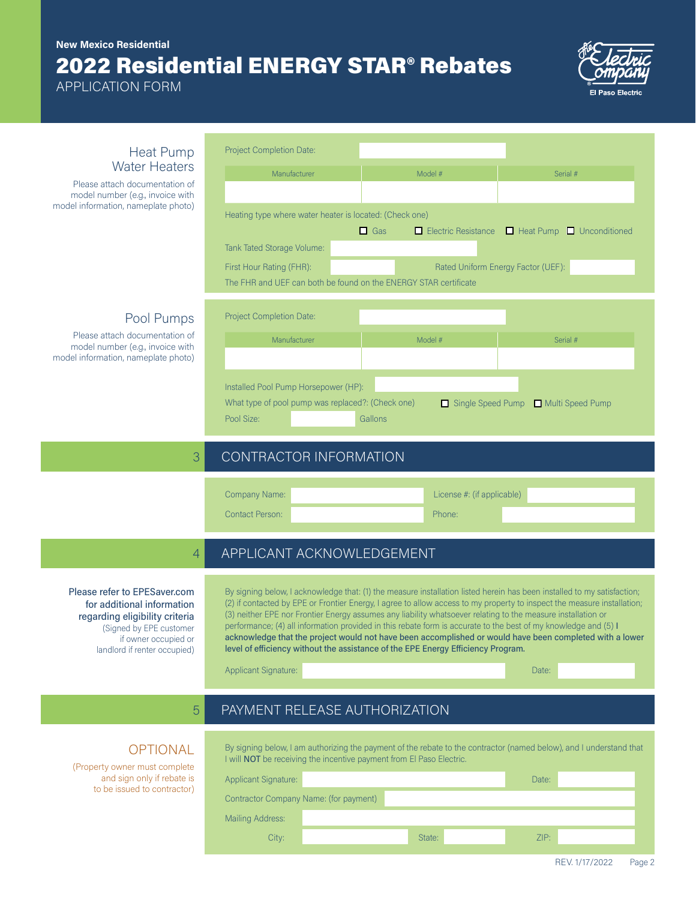# 2022 Residential ENERGY STAR® Rebates

New Mexico Residential

APPLICATION FORM

El Paso Electric

## Heat Pump Water Heaters

Please attach documentation of model number (e.g., invoice with model information, nameplate photo)

Project Completion Date:

| Manufacturer | Model # | Serial # |
| --- | --- | --- |
| | | |

Heating type where water heater is located: (Check one)

☐ Gas ☐ Electric Resistance ☐ Heat Pump ☐ Unconditioned

Tank Tated Storage Volume:

First Hour Rating (FHR):

Rated Uniform Energy Factor (UEF):

The FHR and UEF can both be found on the ENERGY STAR certificate

## Pool Pumps

Please attach documentation of model number (e.g., invoice with model information, nameplate photo)

Project Completion Date:

| Manufacturer | Model # | Serial # |
| --- | --- | --- |
| | | |

Installed Pool Pump Horsepower (HP):

What type of pool pump was replaced?: (Check one) ☐ Single Speed Pump ☐ Multi Speed Pump

Pool Size: Gallons

## 3 CONTRACTOR INFORMATION

Company Name:

License #: (if applicable)

Contact Person:

Phone:

## 4 APPLICANT ACKNOWLEDGEMENT

Please refer to EPESaver.com for additional information regarding eligibility criteria (Signed by EPE customer if owner occupied or landlord if renter occupied)

By signing below, I acknowledge that: (1) the measure installation listed herein has been installed to my satisfaction; (2) if contacted by EPE or Frontier Energy, I agree to allow access to my property to inspect the measure installation; (3) neither EPE nor Frontier Energy assumes any liability whatsoever relating to the measure installation or performance; (4) all information provided in this rebate form is accurate to the best of my knowledge and (5) **I acknowledge that the project would not have been accomplished or would have been completed with a lower level of efficiency without the assistance of the EPE Energy Efficiency Program.**

Applicant Signature:

Date:

## 5 PAYMENT RELEASE AUTHORIZATION

### OPTIONAL

(Property owner must complete and sign only if rebate is to be issued to contractor)

By signing below, I am authorizing the payment of the rebate to the contractor (named below), and I understand that I will **NOT** be receiving the incentive payment from El Paso Electric.

Applicant Signature:

Date:

Contractor Company Name: (for payment)

Mailing Address:

City:

State:

ZIP:

REV. 1/17/2022